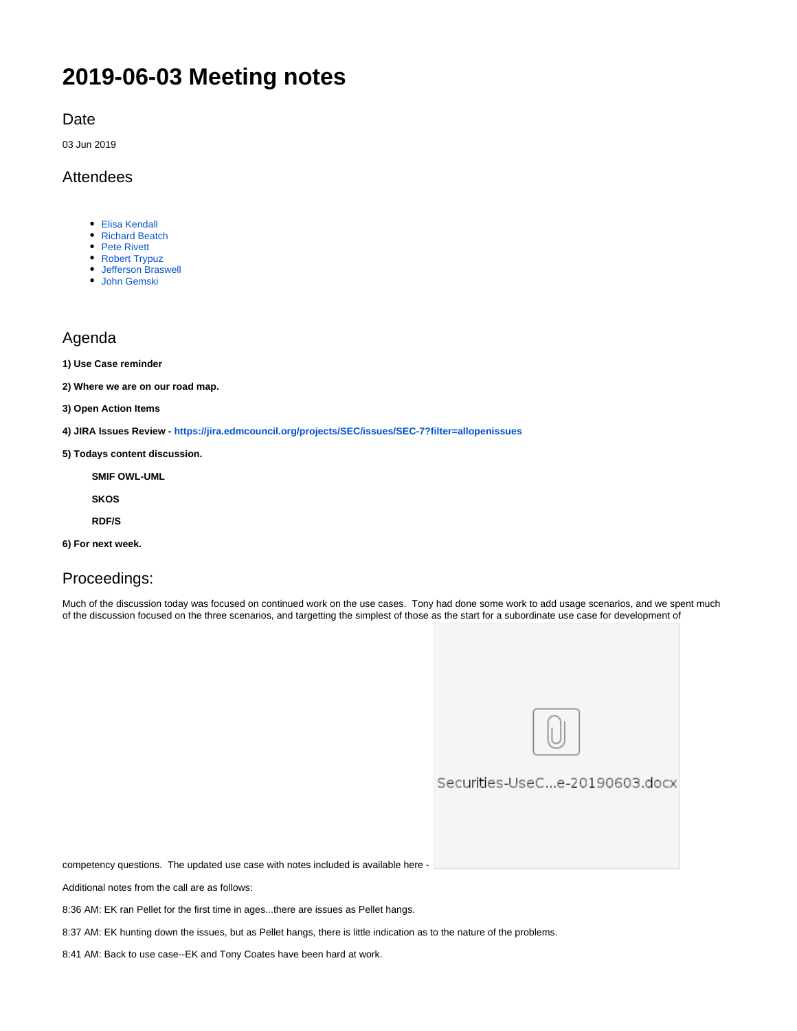# 2019-06-03 Meeting notes

## Date

03 Jun 2019

## Attendees

- Elisa Kendall
- Richard Beatch
- Pete Rivett
- Robert Trypuz
- Jefferson Braswell
- John Gemski

## Agenda

**1) Use Case reminder**

**2) Where we are on our road map.**

**3) Open Action Items**

**4) JIRA Issues Review - https://jira.edmcouncil.org/projects/SEC/issues/SEC-7?filter=allopenissues**

**5) Todays content discussion.**

> **SMIF OWL-UML**
>
> **SKOS**
>
> **RDF/S**

**6) For next week.**

## Proceedings:

Much of the discussion today was focused on continued work on the use cases. Tony had done some work to add usage scenarios, and we spent much of the discussion focused on the three scenarios, and targetting the simplest of those as the start for a subordinate use case for development of competency questions. The updated use case with notes included is available here - Securities-UseC...e-20190603.docx

Additional notes from the call are as follows:

8:36 AM: EK ran Pellet for the first time in ages...there are issues as Pellet hangs.

8:37 AM: EK hunting down the issues, but as Pellet hangs, there is little indication as to the nature of the problems.

8:41 AM: Back to use case--EK and Tony Coates have been hard at work.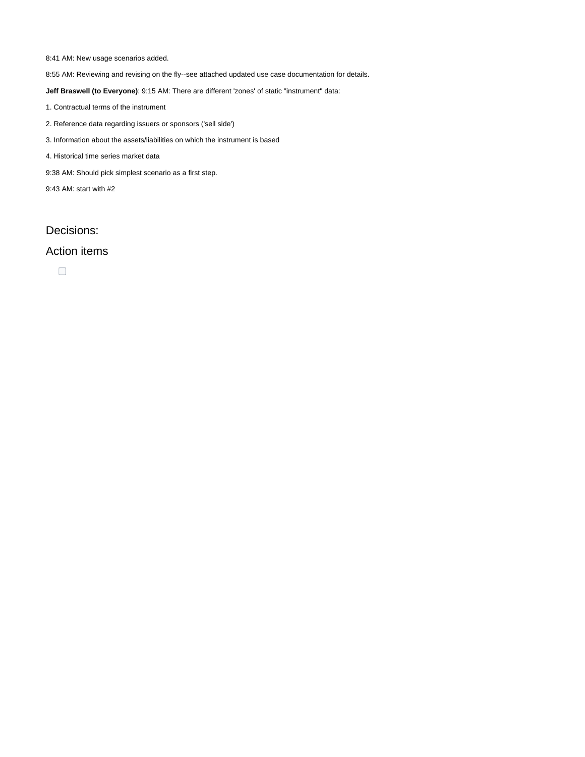8:41 AM: New usage scenarios added.

8:55 AM: Reviewing and revising on the fly--see attached updated use case documentation for details.

**Jeff Braswell (to Everyone)**: 9:15 AM: There are different 'zones' of static "instrument" data:

1. Contractual terms of the instrument

2. Reference data regarding issuers or sponsors ('sell side')

3. Information about the assets/liabilities on which the instrument is based

4. Historical time series market data

9:38 AM: Should pick simplest scenario as a first step.

9:43 AM: start with #2

## Decisions:

## Action items

- [ ]